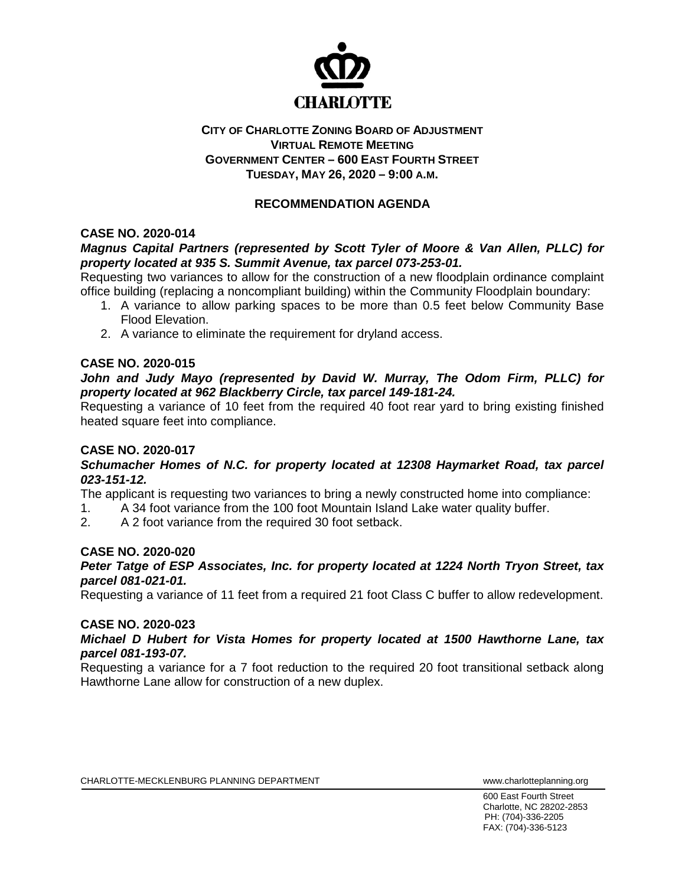**CHARLOTTE**

**CITY OF CHARLOTTE ZONING BOARD OF ADJUSTMENT**
**VIRTUAL REMOTE MEETING**
**GOVERNMENT CENTER – 600 EAST FOURTH STREET**
**TUESDAY, MAY 26, 2020 – 9:00 A.M.**

## RECOMMENDATION AGENDA

### CASE NO. 2020-014

***Magnus Capital Partners (represented by Scott Tyler of Moore & Van Allen, PLLC) for property located at 935 S. Summit Avenue, tax parcel 073-253-01.***

Requesting two variances to allow for the construction of a new floodplain ordinance complaint office building (replacing a noncompliant building) within the Community Floodplain boundary:

1. A variance to allow parking spaces to be more than 0.5 feet below Community Base Flood Elevation.
2. A variance to eliminate the requirement for dryland access.

### CASE NO. 2020-015

***John and Judy Mayo (represented by David W. Murray, The Odom Firm, PLLC) for property located at 962 Blackberry Circle, tax parcel 149-181-24.***

Requesting a variance of 10 feet from the required 40 foot rear yard to bring existing finished heated square feet into compliance.

### CASE NO. 2020-017

***Schumacher Homes of N.C. for property located at 12308 Haymarket Road, tax parcel 023-151-12.***

The applicant is requesting two variances to bring a newly constructed home into compliance:

1. A 34 foot variance from the 100 foot Mountain Island Lake water quality buffer.
2. A 2 foot variance from the required 30 foot setback.

### CASE NO. 2020-020

***Peter Tatge of ESP Associates, Inc. for property located at 1224 North Tryon Street, tax parcel 081-021-01.***

Requesting a variance of 11 feet from a required 21 foot Class C buffer to allow redevelopment.

### CASE NO. 2020-023

***Michael D Hubert for Vista Homes for property located at 1500 Hawthorne Lane, tax parcel 081-193-07.***

Requesting a variance for a 7 foot reduction to the required 20 foot transitional setback along Hawthorne Lane allow for construction of a new duplex.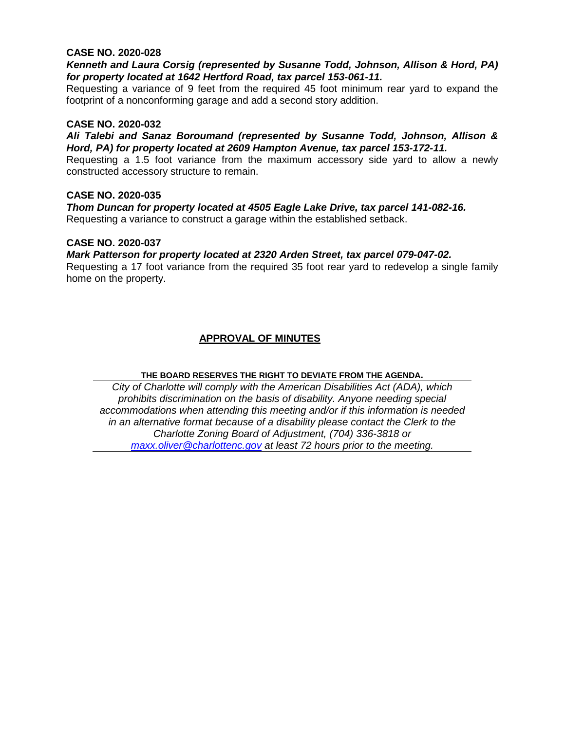**CASE NO. 2020-028**

***Kenneth and Laura Corsig (represented by Susanne Todd, Johnson, Allison & Hord, PA) for property located at 1642 Hertford Road, tax parcel 153-061-11.***

Requesting a variance of 9 feet from the required 45 foot minimum rear yard to expand the footprint of a nonconforming garage and add a second story addition.

**CASE NO. 2020-032**

***Ali Talebi and Sanaz Boroumand (represented by Susanne Todd, Johnson, Allison & Hord, PA) for property located at 2609 Hampton Avenue, tax parcel 153-172-11.***

Requesting a 1.5 foot variance from the maximum accessory side yard to allow a newly constructed accessory structure to remain.

**CASE NO. 2020-035**

***Thom Duncan for property located at 4505 Eagle Lake Drive, tax parcel 141-082-16.***

Requesting a variance to construct a garage within the established setback.

**CASE NO. 2020-037**

***Mark Patterson for property located at 2320 Arden Street, tax parcel 079-047-02.***

Requesting a 17 foot variance from the required 35 foot rear yard to redevelop a single family home on the property.

## APPROVAL OF MINUTES

**THE BOARD RESERVES THE RIGHT TO DEVIATE FROM THE AGENDA.**

*City of Charlotte will comply with the American Disabilities Act (ADA), which prohibits discrimination on the basis of disability. Anyone needing special accommodations when attending this meeting and/or if this information is needed in an alternative format because of a disability please contact the Clerk to the Charlotte Zoning Board of Adjustment, (704) 336-3818 or maxx.oliver@charlottenc.gov at least 72 hours prior to the meeting.*